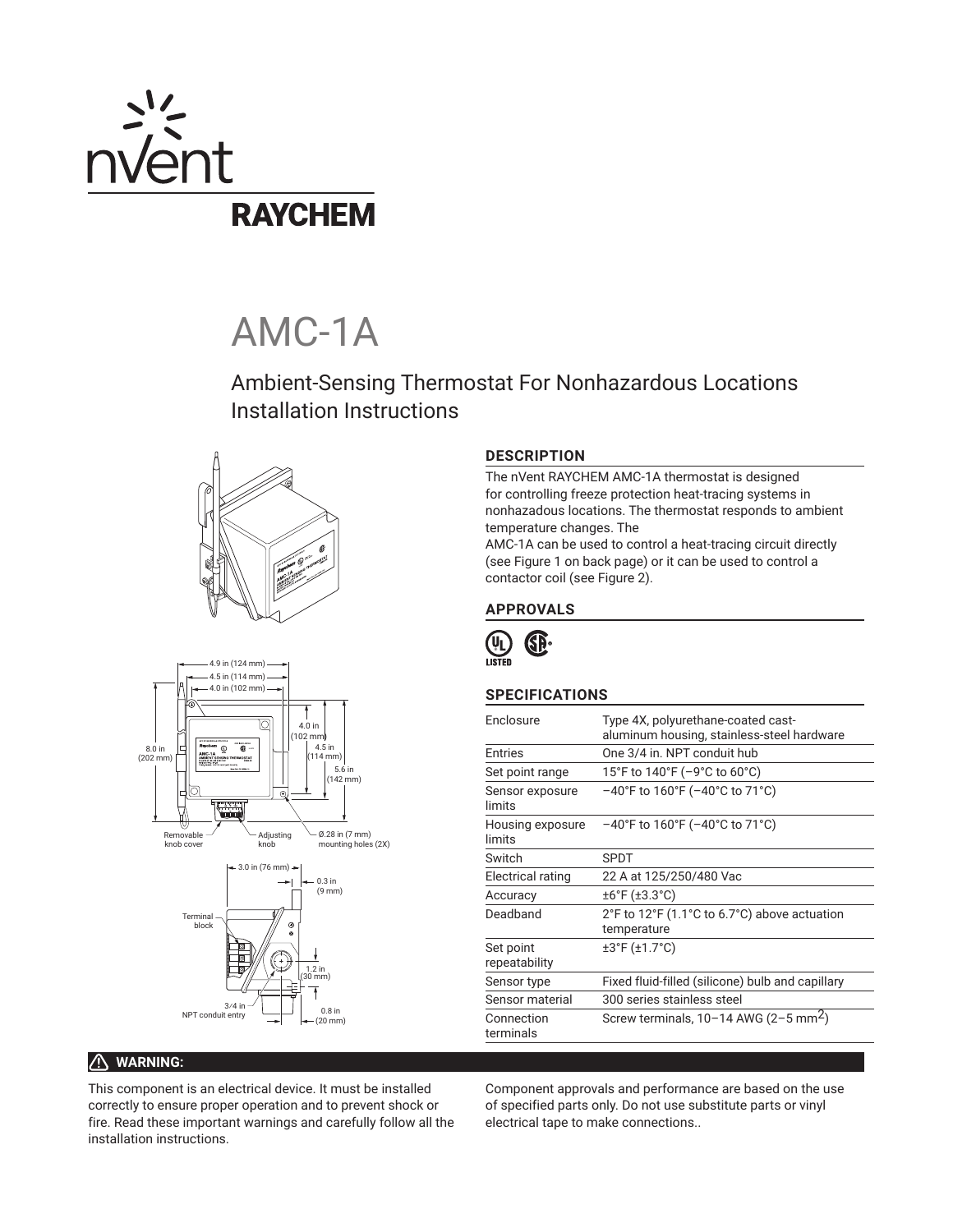# nVent RAYCHEM

# AMC-1A

## Ambient-Sensing Thermostat For Nonhazardous Locations Installation Instructions

4.9 in (124 mm)
4.5 in (114 mm)
4.0 in (102 mm)
8.0 in (202 mm)
4.0 in (102 mm)
4.5 in (114 mm)
5.6 in (142 mm)
Removable knob cover
Adjusting knob
Ø.28 in (7 mm) mounting holes (2X)
3.0 in (76 mm)
0.3 in (9 mm)
Terminal block
1.2 in (30 mm)
3⁄4 in NPT conduit entry
0.8 in (20 mm)

### DESCRIPTION

The nVent RAYCHEM AMC-1A thermostat is designed for controlling freeze protection heat-tracing systems in nonhazadous locations. The thermostat responds to ambient temperature changes. The AMC-1A can be used to control a heat-tracing circuit directly (see Figure 1 on back page) or it can be used to control a contactor coil (see Figure 2).

### APPROVALS

### SPECIFICATIONS

| | |
|---|---|
| Enclosure | Type 4X, polyurethane-coated cast-aluminum housing, stainless-steel hardware |
| Entries | One 3/4 in. NPT conduit hub |
| Set point range | 15°F to 140°F (–9°C to 60°C) |
| Sensor exposure limits | –40°F to 160°F (–40°C to 71°C) |
| Housing exposure limits | –40°F to 160°F (–40°C to 71°C) |
| Switch | SPDT |
| Electrical rating | 22 A at 125/250/480 Vac |
| Accuracy | ±6°F (±3.3°C) |
| Deadband | 2°F to 12°F (1.1°C to 6.7°C) above actuation temperature |
| Set point repeatability | ±3°F (±1.7°C) |
| Sensor type | Fixed fluid-filled (silicone) bulb and capillary |
| Sensor material | 300 series stainless steel |
| Connection terminals | Screw terminals, 10–14 AWG (2–5 $mm^2$) |

### ⚠ WARNING:

This component is an electrical device. It must be installed correctly to ensure proper operation and to prevent shock or fire. Read these important warnings and carefully follow all the installation instructions.

Component approvals and performance are based on the use of specified parts only. Do not use substitute parts or vinyl electrical tape to make connections..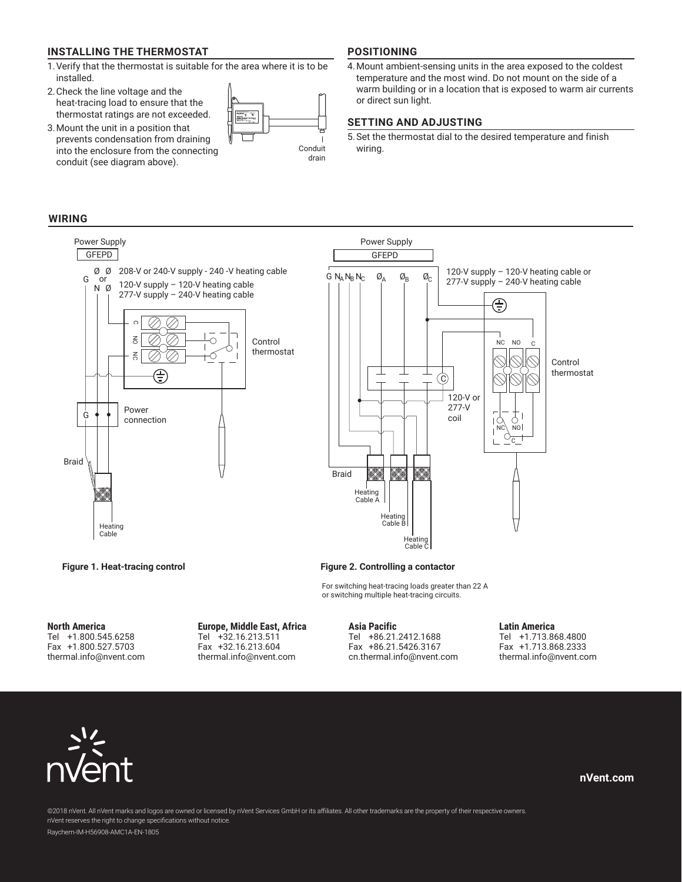## INSTALLING THE THERMOSTAT

1. Verify that the thermostat is suitable for the area where it is to be installed.
2. Check the line voltage and the heat-tracing load to ensure that the thermostat ratings are not exceeded.
3. Mount the unit in a position that prevents condensation from draining into the enclosure from the connecting conduit (see diagram above).

Conduit drain

## POSITIONING

4. Mount ambient-sensing units in the area exposed to the coldest temperature and the most wind. Do not mount on the side of a warm building or in a location that is exposed to warm air currents or direct sun light.

## SETTING AND ADJUSTING

5. Set the thermostat dial to the desired temperature and finish wiring.

## WIRING

Power Supply
GFEPD
G
Ø Ø or N Ø
208-V or 240-V supply - 240 -V heating cable
120-V supply – 120-V heating cable
277-V supply – 240-V heating cable
C
NO
NC
Control thermostat
G
Power connection
Braid
Heating Cable

**Figure 1. Heat-tracing control**

Power Supply
GFEPD
G $N_A$ $N_B$ $N_C$ $Ø_A$ $Ø_B$ $Ø_C$
120-V supply – 120-V heating cable or
277-V supply – 240-V heating cable
NC NO C
Control thermostat
C
120-V or 277-V coil
NC NO C
Braid
Heating Cable A
Heating Cable B
Heating Cable C

**Figure 2. Controlling a contactor**

For switching heat-tracing loads greater than 22 A or switching multiple heat-tracing circuits.

**North America**
Tel +1.800.545.6258
Fax +1.800.527.5703
thermal.info@nvent.com

**Europe, Middle East, Africa**
Tel +32.16.213.511
Fax +32.16.213.604
thermal.info@nvent.com

**Asia Pacific**
Tel +86.21.2412.1688
Fax +86.21.5426.3167
cn.thermal.info@nvent.com

**Latin America**
Tel +1.713.868.4800
Fax +1.713.868.2333
thermal.info@nvent.com

nVent

**nVent.com**

©2018 nVent. All nVent marks and logos are owned or licensed by nVent Services GmbH or its affiliates. All other trademarks are the property of their respective owners.
nVent reserves the right to change specifications without notice.

Raychem-IM-H56908-AMC1A-EN-1805